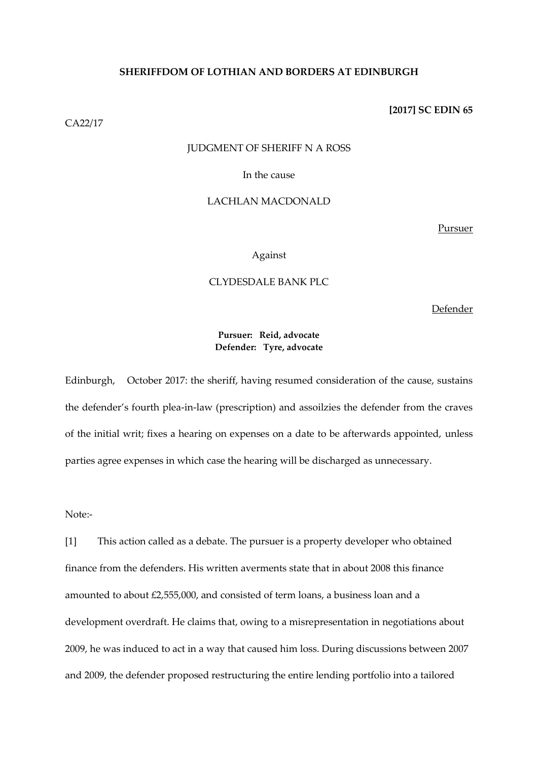**SHERIFFDOM OF LOTHIAN AND BORDERS AT EDINBURGH**

**[2017] SC EDIN 65**

CA22/17

JUDGMENT OF SHERIFF N A ROSS

In the cause

LACHLAN MACDONALD

Pursuer

Against

CLYDESDALE BANK PLC

Defender

**Pursuer: Reid, advocate**
**Defender: Tyre, advocate**

Edinburgh, October 2017: the sheriff, having resumed consideration of the cause, sustains the defender's fourth plea-in-law (prescription) and assoilzies the defender from the craves of the initial writ; fixes a hearing on expenses on a date to be afterwards appointed, unless parties agree expenses in which case the hearing will be discharged as unnecessary.

Note:-

[1] This action called as a debate. The pursuer is a property developer who obtained finance from the defenders. His written averments state that in about 2008 this finance amounted to about £2,555,000, and consisted of term loans, a business loan and a development overdraft. He claims that, owing to a misrepresentation in negotiations about 2009, he was induced to act in a way that caused him loss. During discussions between 2007 and 2009, the defender proposed restructuring the entire lending portfolio into a tailored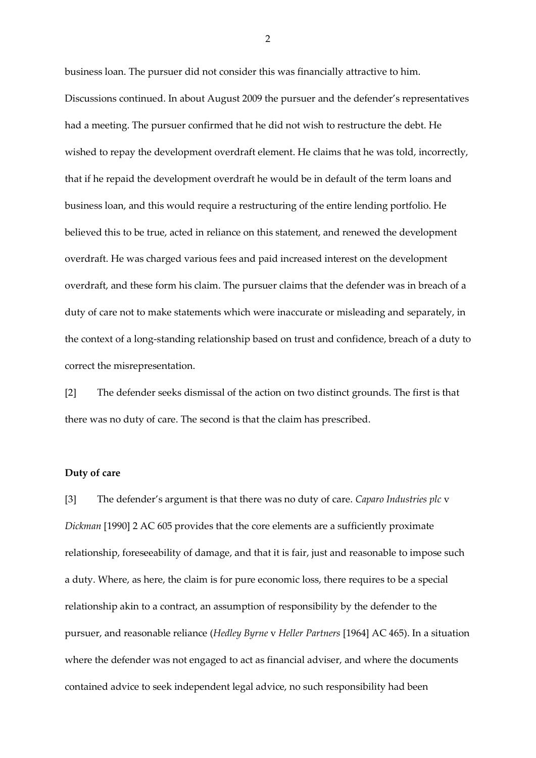business loan. The pursuer did not consider this was financially attractive to him. Discussions continued. In about August 2009 the pursuer and the defender's representatives had a meeting. The pursuer confirmed that he did not wish to restructure the debt. He wished to repay the development overdraft element. He claims that he was told, incorrectly, that if he repaid the development overdraft he would be in default of the term loans and business loan, and this would require a restructuring of the entire lending portfolio. He believed this to be true, acted in reliance on this statement, and renewed the development overdraft. He was charged various fees and paid increased interest on the development overdraft, and these form his claim. The pursuer claims that the defender was in breach of a duty of care not to make statements which were inaccurate or misleading and separately, in the context of a long-standing relationship based on trust and confidence, breach of a duty to correct the misrepresentation.

[2] The defender seeks dismissal of the action on two distinct grounds. The first is that there was no duty of care. The second is that the claim has prescribed.

**Duty of care**

[3] The defender's argument is that there was no duty of care. *Caparo Industries plc* v *Dickman* [1990] 2 AC 605 provides that the core elements are a sufficiently proximate relationship, foreseeability of damage, and that it is fair, just and reasonable to impose such a duty. Where, as here, the claim is for pure economic loss, there requires to be a special relationship akin to a contract, an assumption of responsibility by the defender to the pursuer, and reasonable reliance (*Hedley Byrne* v *Heller Partners* [1964] AC 465). In a situation where the defender was not engaged to act as financial adviser, and where the documents contained advice to seek independent legal advice, no such responsibility had been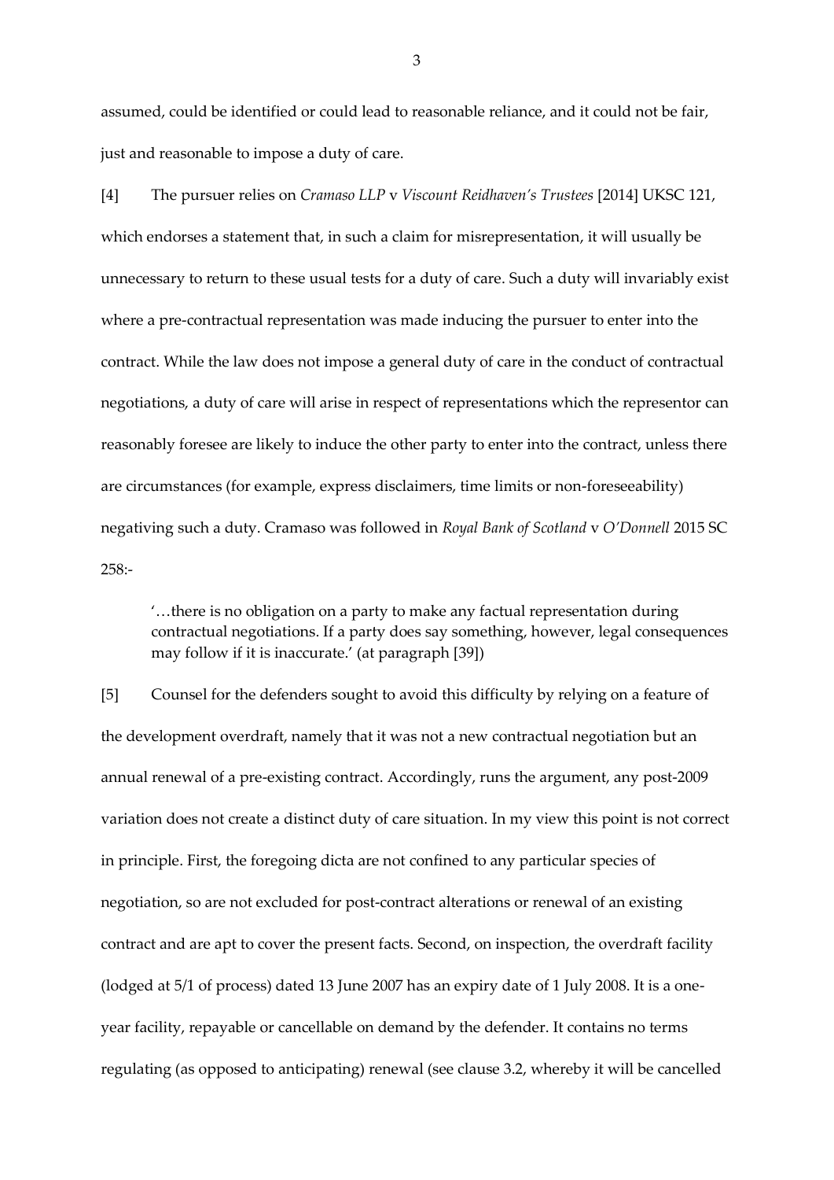assumed, could be identified or could lead to reasonable reliance, and it could not be fair, just and reasonable to impose a duty of care.

[4] The pursuer relies on *Cramaso LLP* v *Viscount Reidhaven's Trustees* [2014] UKSC 121, which endorses a statement that, in such a claim for misrepresentation, it will usually be unnecessary to return to these usual tests for a duty of care. Such a duty will invariably exist where a pre-contractual representation was made inducing the pursuer to enter into the contract. While the law does not impose a general duty of care in the conduct of contractual negotiations, a duty of care will arise in respect of representations which the representor can reasonably foresee are likely to induce the other party to enter into the contract, unless there are circumstances (for example, express disclaimers, time limits or non-foreseeability) negativing such a duty. Cramaso was followed in *Royal Bank of Scotland* v *O'Donnell* 2015 SC 258:-

> '…there is no obligation on a party to make any factual representation during contractual negotiations. If a party does say something, however, legal consequences may follow if it is inaccurate.' (at paragraph [39])

[5] Counsel for the defenders sought to avoid this difficulty by relying on a feature of the development overdraft, namely that it was not a new contractual negotiation but an annual renewal of a pre-existing contract. Accordingly, runs the argument, any post-2009 variation does not create a distinct duty of care situation. In my view this point is not correct in principle. First, the foregoing dicta are not confined to any particular species of negotiation, so are not excluded for post-contract alterations or renewal of an existing contract and are apt to cover the present facts. Second, on inspection, the overdraft facility (lodged at 5/1 of process) dated 13 June 2007 has an expiry date of 1 July 2008. It is a one-year facility, repayable or cancellable on demand by the defender. It contains no terms regulating (as opposed to anticipating) renewal (see clause 3.2, whereby it will be cancelled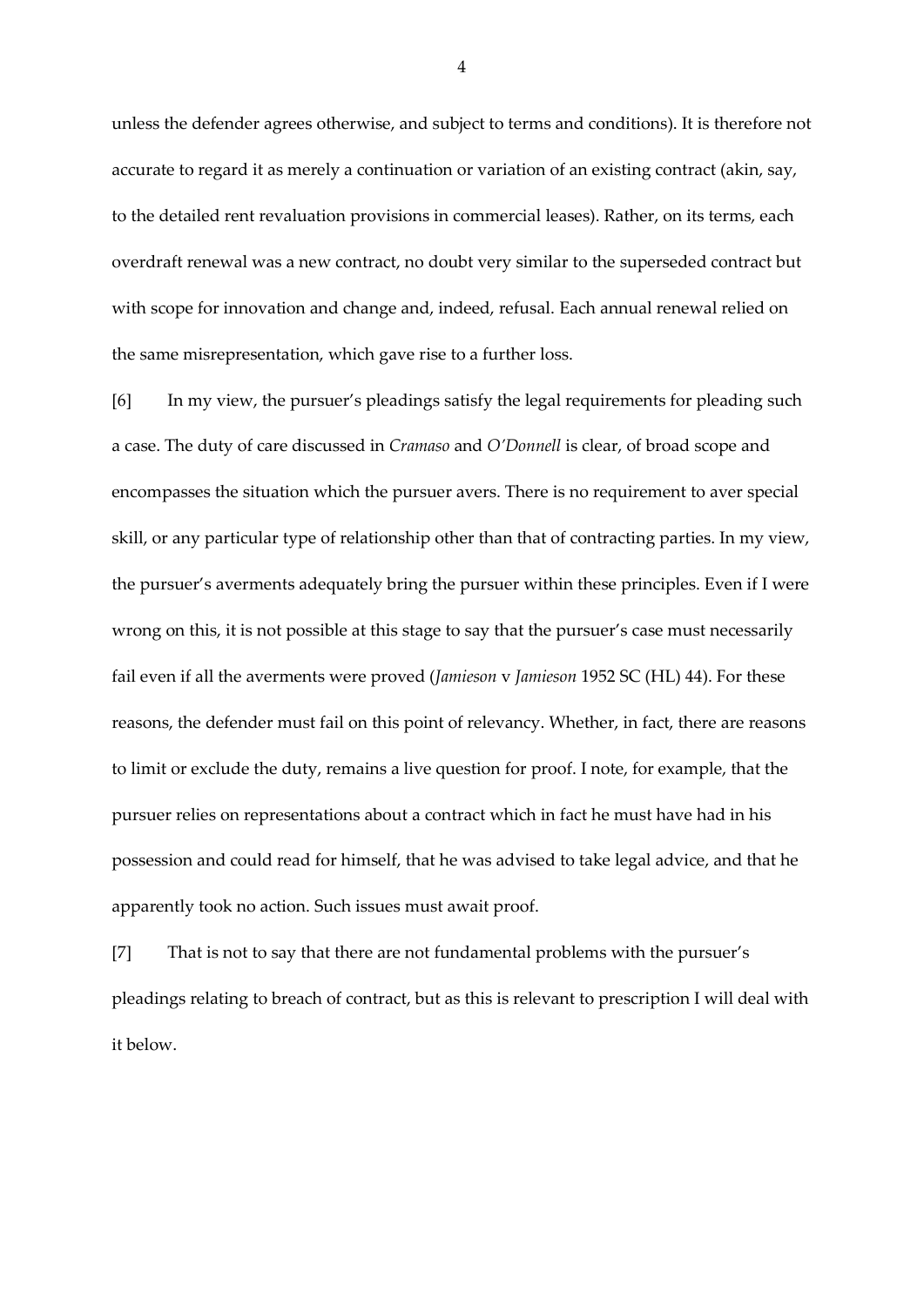unless the defender agrees otherwise, and subject to terms and conditions). It is therefore not accurate to regard it as merely a continuation or variation of an existing contract (akin, say, to the detailed rent revaluation provisions in commercial leases). Rather, on its terms, each overdraft renewal was a new contract, no doubt very similar to the superseded contract but with scope for innovation and change and, indeed, refusal. Each annual renewal relied on the same misrepresentation, which gave rise to a further loss.

[6] In my view, the pursuer's pleadings satisfy the legal requirements for pleading such a case. The duty of care discussed in *Cramaso* and *O'Donnell* is clear, of broad scope and encompasses the situation which the pursuer avers. There is no requirement to aver special skill, or any particular type of relationship other than that of contracting parties. In my view, the pursuer's averments adequately bring the pursuer within these principles. Even if I were wrong on this, it is not possible at this stage to say that the pursuer's case must necessarily fail even if all the averments were proved (*Jamieson* v *Jamieson* 1952 SC (HL) 44). For these reasons, the defender must fail on this point of relevancy. Whether, in fact, there are reasons to limit or exclude the duty, remains a live question for proof. I note, for example, that the pursuer relies on representations about a contract which in fact he must have had in his possession and could read for himself, that he was advised to take legal advice, and that he apparently took no action. Such issues must await proof.

[7] That is not to say that there are not fundamental problems with the pursuer's pleadings relating to breach of contract, but as this is relevant to prescription I will deal with it below.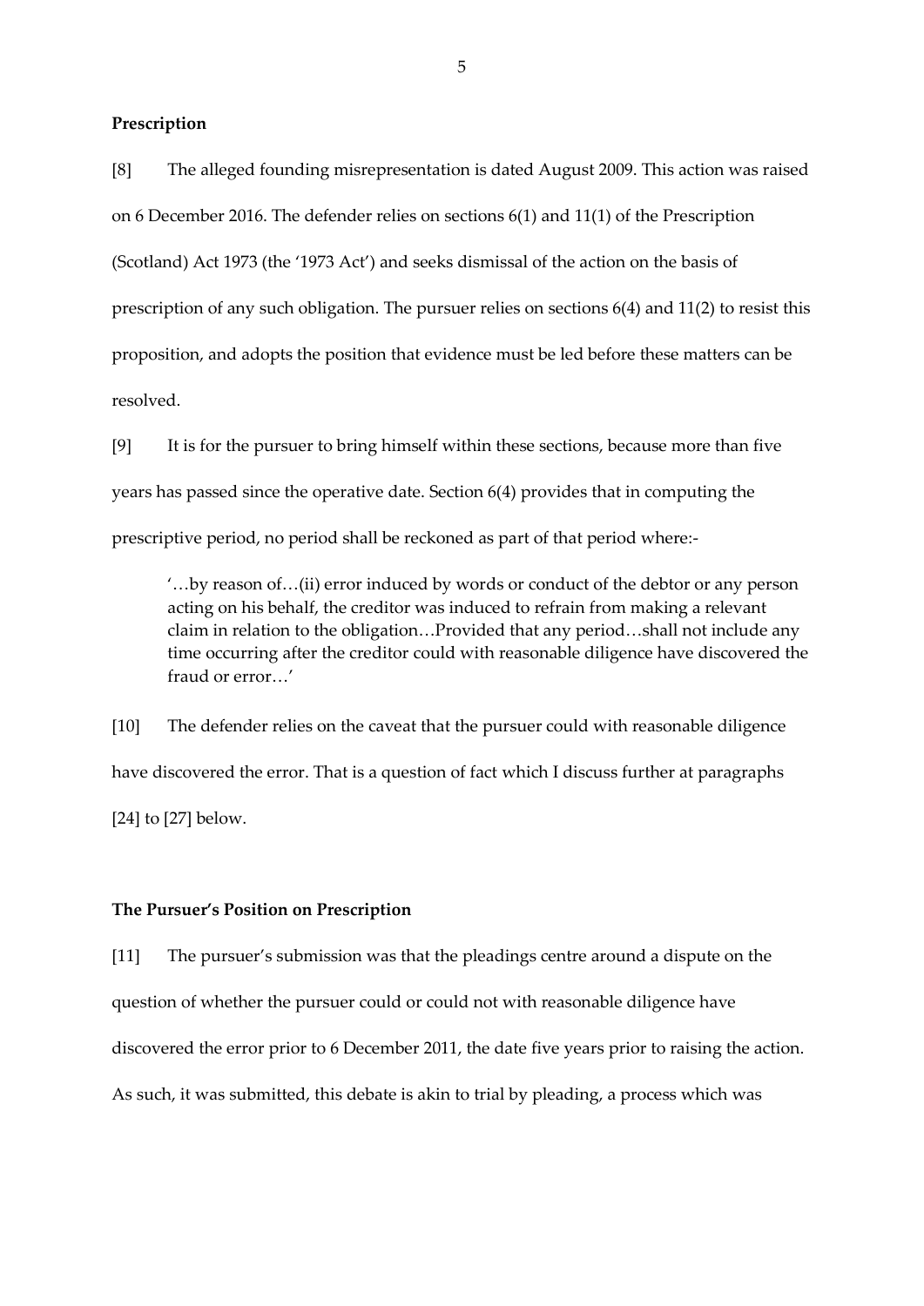**Prescription**

[8] The alleged founding misrepresentation is dated August 2009. This action was raised on 6 December 2016. The defender relies on sections 6(1) and 11(1) of the Prescription (Scotland) Act 1973 (the '1973 Act') and seeks dismissal of the action on the basis of prescription of any such obligation. The pursuer relies on sections 6(4) and 11(2) to resist this proposition, and adopts the position that evidence must be led before these matters can be resolved.

[9] It is for the pursuer to bring himself within these sections, because more than five years has passed since the operative date. Section 6(4) provides that in computing the prescriptive period, no period shall be reckoned as part of that period where:-

> '…by reason of…(ii) error induced by words or conduct of the debtor or any person acting on his behalf, the creditor was induced to refrain from making a relevant claim in relation to the obligation…Provided that any period…shall not include any time occurring after the creditor could with reasonable diligence have discovered the fraud or error…'

[10] The defender relies on the caveat that the pursuer could with reasonable diligence have discovered the error. That is a question of fact which I discuss further at paragraphs [24] to [27] below.

**The Pursuer's Position on Prescription**

[11] The pursuer's submission was that the pleadings centre around a dispute on the question of whether the pursuer could or could not with reasonable diligence have discovered the error prior to 6 December 2011, the date five years prior to raising the action. As such, it was submitted, this debate is akin to trial by pleading, a process which was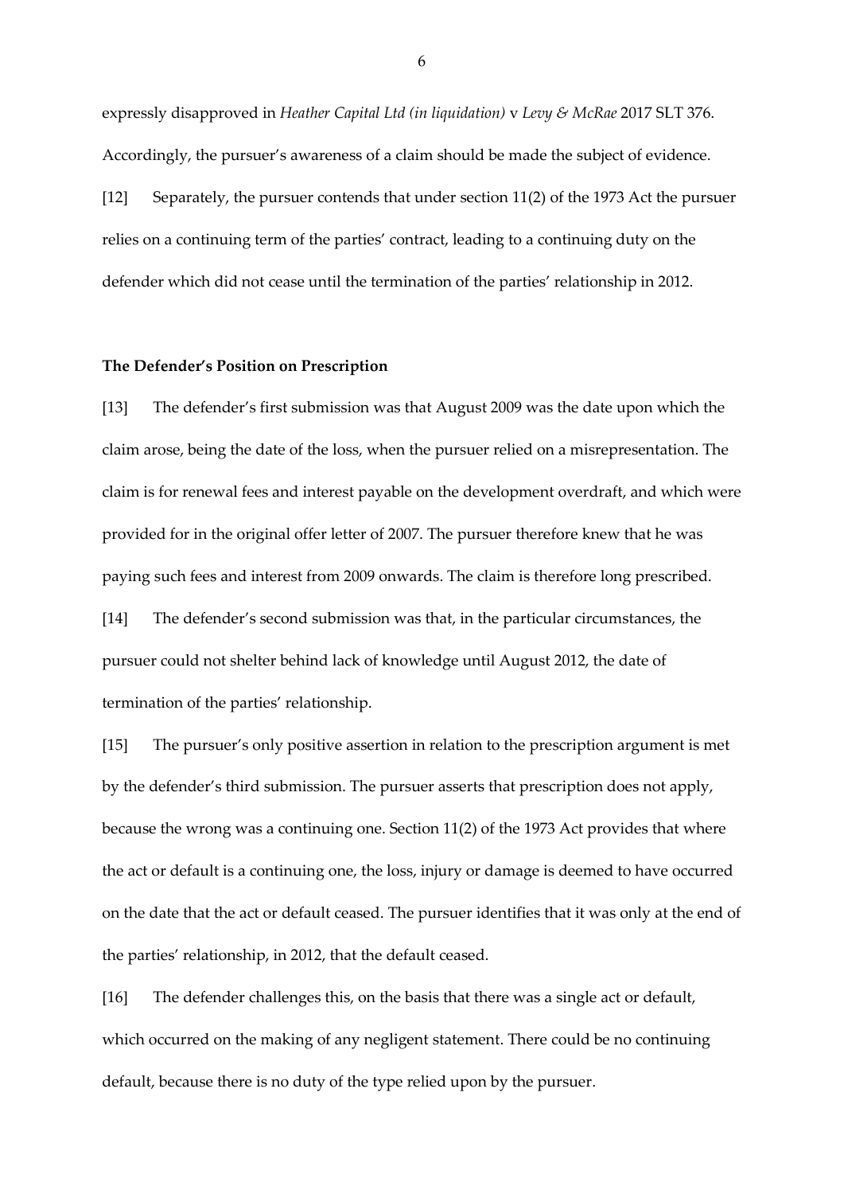expressly disapproved in *Heather Capital Ltd (in liquidation)* v *Levy & McRae* 2017 SLT 376. Accordingly, the pursuer's awareness of a claim should be made the subject of evidence.

[12] Separately, the pursuer contends that under section 11(2) of the 1973 Act the pursuer relies on a continuing term of the parties' contract, leading to a continuing duty on the defender which did not cease until the termination of the parties' relationship in 2012.

**The Defender's Position on Prescription**

[13] The defender's first submission was that August 2009 was the date upon which the claim arose, being the date of the loss, when the pursuer relied on a misrepresentation. The claim is for renewal fees and interest payable on the development overdraft, and which were provided for in the original offer letter of 2007. The pursuer therefore knew that he was paying such fees and interest from 2009 onwards. The claim is therefore long prescribed.

[14] The defender's second submission was that, in the particular circumstances, the pursuer could not shelter behind lack of knowledge until August 2012, the date of termination of the parties' relationship.

[15] The pursuer's only positive assertion in relation to the prescription argument is met by the defender's third submission. The pursuer asserts that prescription does not apply, because the wrong was a continuing one. Section 11(2) of the 1973 Act provides that where the act or default is a continuing one, the loss, injury or damage is deemed to have occurred on the date that the act or default ceased. The pursuer identifies that it was only at the end of the parties' relationship, in 2012, that the default ceased.

[16] The defender challenges this, on the basis that there was a single act or default, which occurred on the making of any negligent statement. There could be no continuing default, because there is no duty of the type relied upon by the pursuer.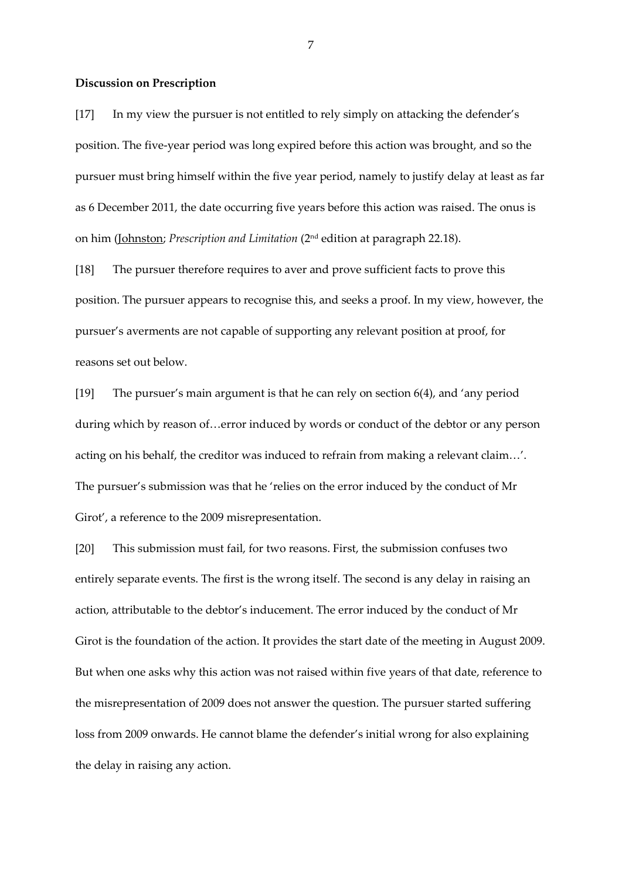**Discussion on Prescription**

[17] In my view the pursuer is not entitled to rely simply on attacking the defender's position. The five-year period was long expired before this action was brought, and so the pursuer must bring himself within the five year period, namely to justify delay at least as far as 6 December 2011, the date occurring five years before this action was raised. The onus is on him (Johnston; *Prescription and Limitation* (2nd edition at paragraph 22.18).

[18] The pursuer therefore requires to aver and prove sufficient facts to prove this position. The pursuer appears to recognise this, and seeks a proof. In my view, however, the pursuer's averments are not capable of supporting any relevant position at proof, for reasons set out below.

[19] The pursuer's main argument is that he can rely on section 6(4), and 'any period during which by reason of…error induced by words or conduct of the debtor or any person acting on his behalf, the creditor was induced to refrain from making a relevant claim…'. The pursuer's submission was that he 'relies on the error induced by the conduct of Mr Girot', a reference to the 2009 misrepresentation.

[20] This submission must fail, for two reasons. First, the submission confuses two entirely separate events. The first is the wrong itself. The second is any delay in raising an action, attributable to the debtor's inducement. The error induced by the conduct of Mr Girot is the foundation of the action. It provides the start date of the meeting in August 2009. But when one asks why this action was not raised within five years of that date, reference to the misrepresentation of 2009 does not answer the question. The pursuer started suffering loss from 2009 onwards. He cannot blame the defender's initial wrong for also explaining the delay in raising any action.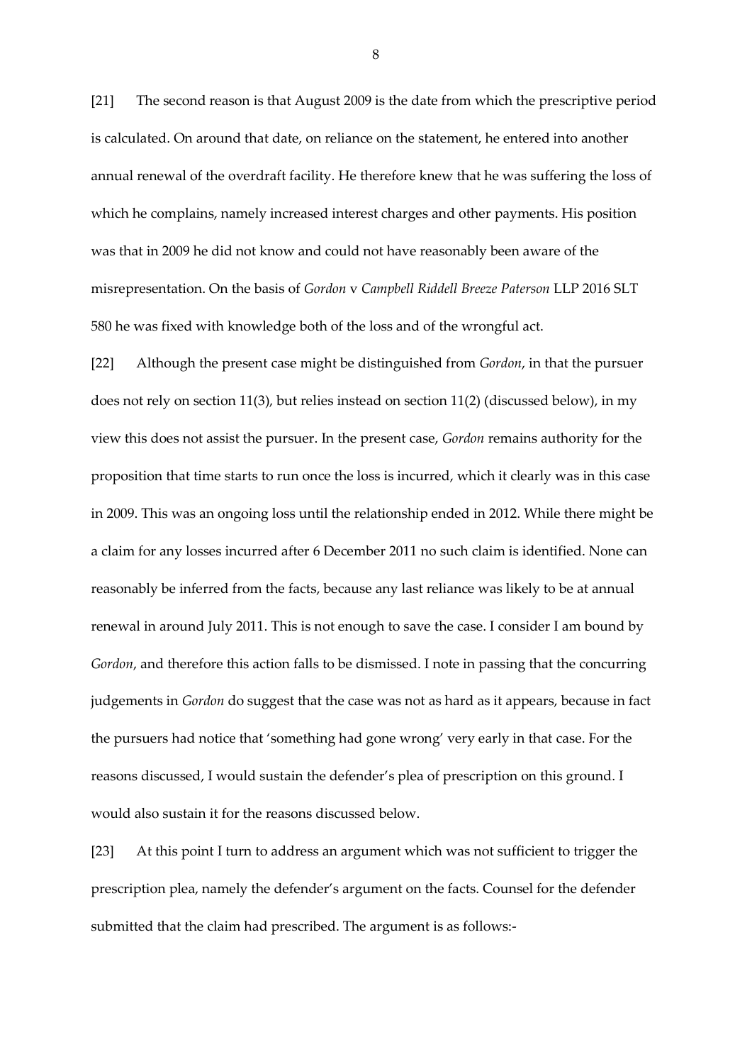[21] The second reason is that August 2009 is the date from which the prescriptive period is calculated. On around that date, on reliance on the statement, he entered into another annual renewal of the overdraft facility. He therefore knew that he was suffering the loss of which he complains, namely increased interest charges and other payments. His position was that in 2009 he did not know and could not have reasonably been aware of the misrepresentation. On the basis of *Gordon* v *Campbell Riddell Breeze Paterson* LLP 2016 SLT 580 he was fixed with knowledge both of the loss and of the wrongful act.

[22] Although the present case might be distinguished from *Gordon*, in that the pursuer does not rely on section 11(3), but relies instead on section 11(2) (discussed below), in my view this does not assist the pursuer. In the present case, *Gordon* remains authority for the proposition that time starts to run once the loss is incurred, which it clearly was in this case in 2009. This was an ongoing loss until the relationship ended in 2012. While there might be a claim for any losses incurred after 6 December 2011 no such claim is identified. None can reasonably be inferred from the facts, because any last reliance was likely to be at annual renewal in around July 2011. This is not enough to save the case. I consider I am bound by *Gordon*, and therefore this action falls to be dismissed. I note in passing that the concurring judgements in *Gordon* do suggest that the case was not as hard as it appears, because in fact the pursuers had notice that 'something had gone wrong' very early in that case. For the reasons discussed, I would sustain the defender's plea of prescription on this ground. I would also sustain it for the reasons discussed below.

[23] At this point I turn to address an argument which was not sufficient to trigger the prescription plea, namely the defender's argument on the facts. Counsel for the defender submitted that the claim had prescribed. The argument is as follows:-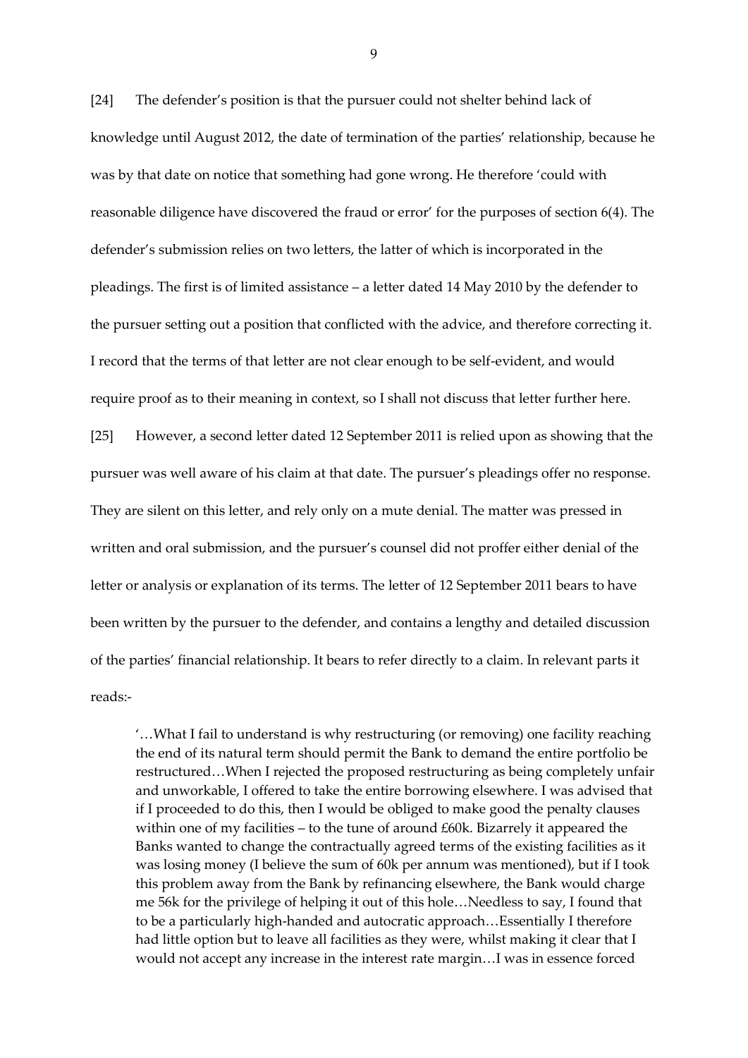[24] The defender's position is that the pursuer could not shelter behind lack of knowledge until August 2012, the date of termination of the parties' relationship, because he was by that date on notice that something had gone wrong. He therefore 'could with reasonable diligence have discovered the fraud or error' for the purposes of section 6(4). The defender's submission relies on two letters, the latter of which is incorporated in the pleadings. The first is of limited assistance – a letter dated 14 May 2010 by the defender to the pursuer setting out a position that conflicted with the advice, and therefore correcting it. I record that the terms of that letter are not clear enough to be self-evident, and would require proof as to their meaning in context, so I shall not discuss that letter further here.

[25] However, a second letter dated 12 September 2011 is relied upon as showing that the pursuer was well aware of his claim at that date. The pursuer's pleadings offer no response. They are silent on this letter, and rely only on a mute denial. The matter was pressed in written and oral submission, and the pursuer's counsel did not proffer either denial of the letter or analysis or explanation of its terms. The letter of 12 September 2011 bears to have been written by the pursuer to the defender, and contains a lengthy and detailed discussion of the parties' financial relationship. It bears to refer directly to a claim. In relevant parts it reads:-

> '…What I fail to understand is why restructuring (or removing) one facility reaching the end of its natural term should permit the Bank to demand the entire portfolio be restructured…When I rejected the proposed restructuring as being completely unfair and unworkable, I offered to take the entire borrowing elsewhere. I was advised that if I proceeded to do this, then I would be obliged to make good the penalty clauses within one of my facilities – to the tune of around £60k. Bizarrely it appeared the Banks wanted to change the contractually agreed terms of the existing facilities as it was losing money (I believe the sum of 60k per annum was mentioned), but if I took this problem away from the Bank by refinancing elsewhere, the Bank would charge me 56k for the privilege of helping it out of this hole…Needless to say, I found that to be a particularly high-handed and autocratic approach…Essentially I therefore had little option but to leave all facilities as they were, whilst making it clear that I would not accept any increase in the interest rate margin…I was in essence forced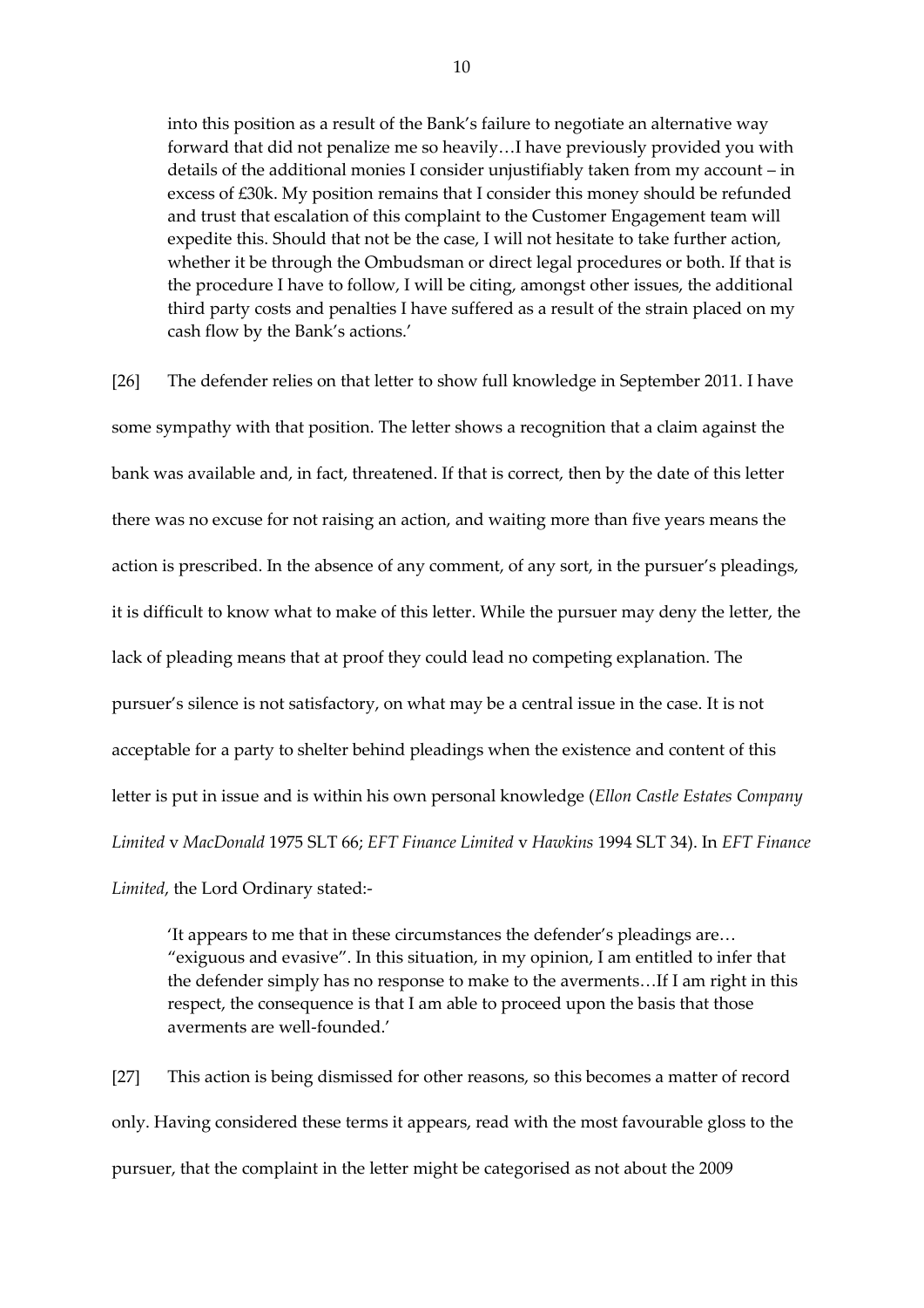> into this position as a result of the Bank's failure to negotiate an alternative way forward that did not penalize me so heavily…I have previously provided you with details of the additional monies I consider unjustifiably taken from my account – in excess of £30k. My position remains that I consider this money should be refunded and trust that escalation of this complaint to the Customer Engagement team will expedite this. Should that not be the case, I will not hesitate to take further action, whether it be through the Ombudsman or direct legal procedures or both. If that is the procedure I have to follow, I will be citing, amongst other issues, the additional third party costs and penalties I have suffered as a result of the strain placed on my cash flow by the Bank's actions.'

[26] The defender relies on that letter to show full knowledge in September 2011. I have some sympathy with that position. The letter shows a recognition that a claim against the bank was available and, in fact, threatened. If that is correct, then by the date of this letter there was no excuse for not raising an action, and waiting more than five years means the action is prescribed. In the absence of any comment, of any sort, in the pursuer's pleadings, it is difficult to know what to make of this letter. While the pursuer may deny the letter, the lack of pleading means that at proof they could lead no competing explanation. The pursuer's silence is not satisfactory, on what may be a central issue in the case. It is not acceptable for a party to shelter behind pleadings when the existence and content of this letter is put in issue and is within his own personal knowledge (*Ellon Castle Estates Company Limited* v *MacDonald* 1975 SLT 66; *EFT Finance Limited* v *Hawkins* 1994 SLT 34). In *EFT Finance Limited*, the Lord Ordinary stated:-

> 'It appears to me that in these circumstances the defender's pleadings are… "exiguous and evasive". In this situation, in my opinion, I am entitled to infer that the defender simply has no response to make to the averments…If I am right in this respect, the consequence is that I am able to proceed upon the basis that those averments are well-founded.'

[27] This action is being dismissed for other reasons, so this becomes a matter of record only. Having considered these terms it appears, read with the most favourable gloss to the pursuer, that the complaint in the letter might be categorised as not about the 2009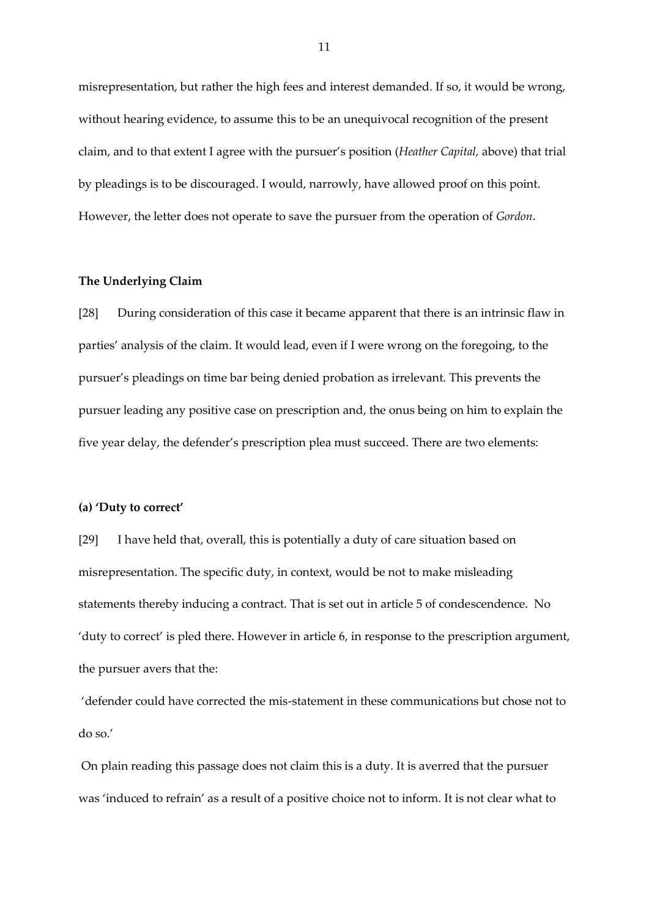misrepresentation, but rather the high fees and interest demanded. If so, it would be wrong, without hearing evidence, to assume this to be an unequivocal recognition of the present claim, and to that extent I agree with the pursuer's position (*Heather Capital,* above) that trial by pleadings is to be discouraged. I would, narrowly, have allowed proof on this point. However, the letter does not operate to save the pursuer from the operation of *Gordon*.

### The Underlying Claim

[28] During consideration of this case it became apparent that there is an intrinsic flaw in parties' analysis of the claim. It would lead, even if I were wrong on the foregoing, to the pursuer's pleadings on time bar being denied probation as irrelevant. This prevents the pursuer leading any positive case on prescription and, the onus being on him to explain the five year delay, the defender's prescription plea must succeed. There are two elements:

#### (a) 'Duty to correct'

[29] I have held that, overall, this is potentially a duty of care situation based on misrepresentation. The specific duty, in context, would be not to make misleading statements thereby inducing a contract. That is set out in article 5 of condescendence. No 'duty to correct' is pled there. However in article 6, in response to the prescription argument, the pursuer avers that the:

'defender could have corrected the mis-statement in these communications but chose not to do so.'

On plain reading this passage does not claim this is a duty. It is averred that the pursuer was 'induced to refrain' as a result of a positive choice not to inform. It is not clear what to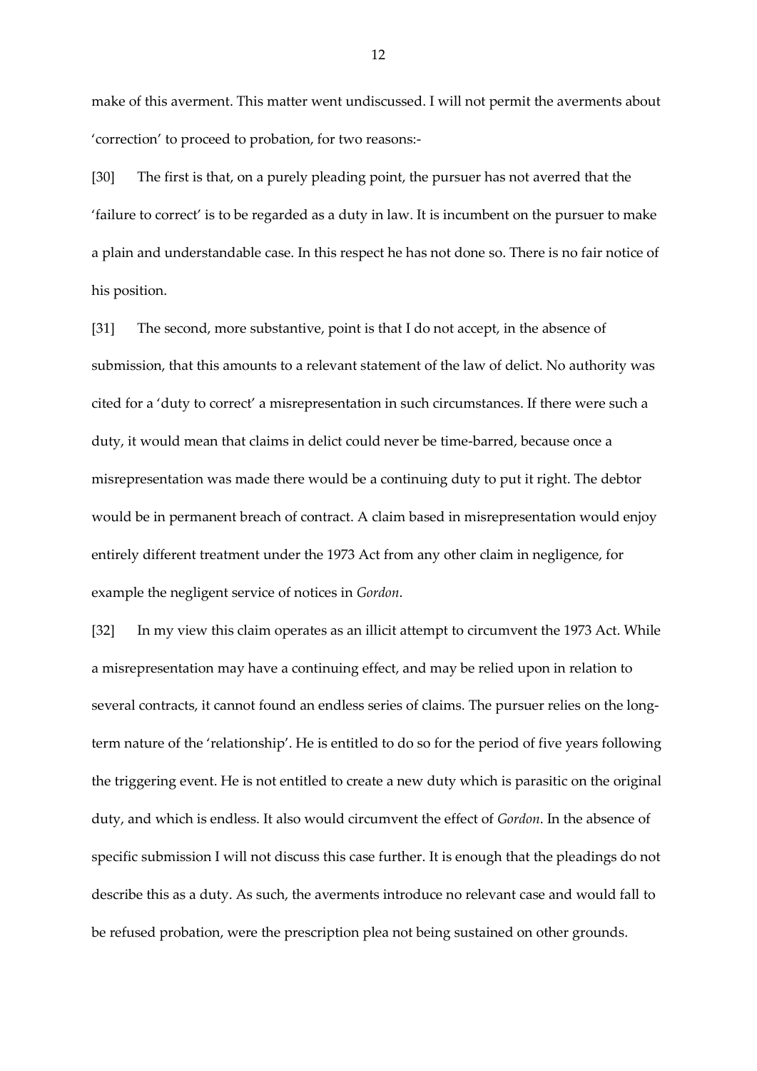make of this averment. This matter went undiscussed. I will not permit the averments about 'correction' to proceed to probation, for two reasons:-

[30] The first is that, on a purely pleading point, the pursuer has not averred that the 'failure to correct' is to be regarded as a duty in law. It is incumbent on the pursuer to make a plain and understandable case. In this respect he has not done so. There is no fair notice of his position.

[31] The second, more substantive, point is that I do not accept, in the absence of submission, that this amounts to a relevant statement of the law of delict. No authority was cited for a 'duty to correct' a misrepresentation in such circumstances. If there were such a duty, it would mean that claims in delict could never be time-barred, because once a misrepresentation was made there would be a continuing duty to put it right. The debtor would be in permanent breach of contract. A claim based in misrepresentation would enjoy entirely different treatment under the 1973 Act from any other claim in negligence, for example the negligent service of notices in *Gordon*.

[32] In my view this claim operates as an illicit attempt to circumvent the 1973 Act. While a misrepresentation may have a continuing effect, and may be relied upon in relation to several contracts, it cannot found an endless series of claims. The pursuer relies on the long-term nature of the 'relationship'. He is entitled to do so for the period of five years following the triggering event. He is not entitled to create a new duty which is parasitic on the original duty, and which is endless. It also would circumvent the effect of *Gordon*. In the absence of specific submission I will not discuss this case further. It is enough that the pleadings do not describe this as a duty. As such, the averments introduce no relevant case and would fall to be refused probation, were the prescription plea not being sustained on other grounds.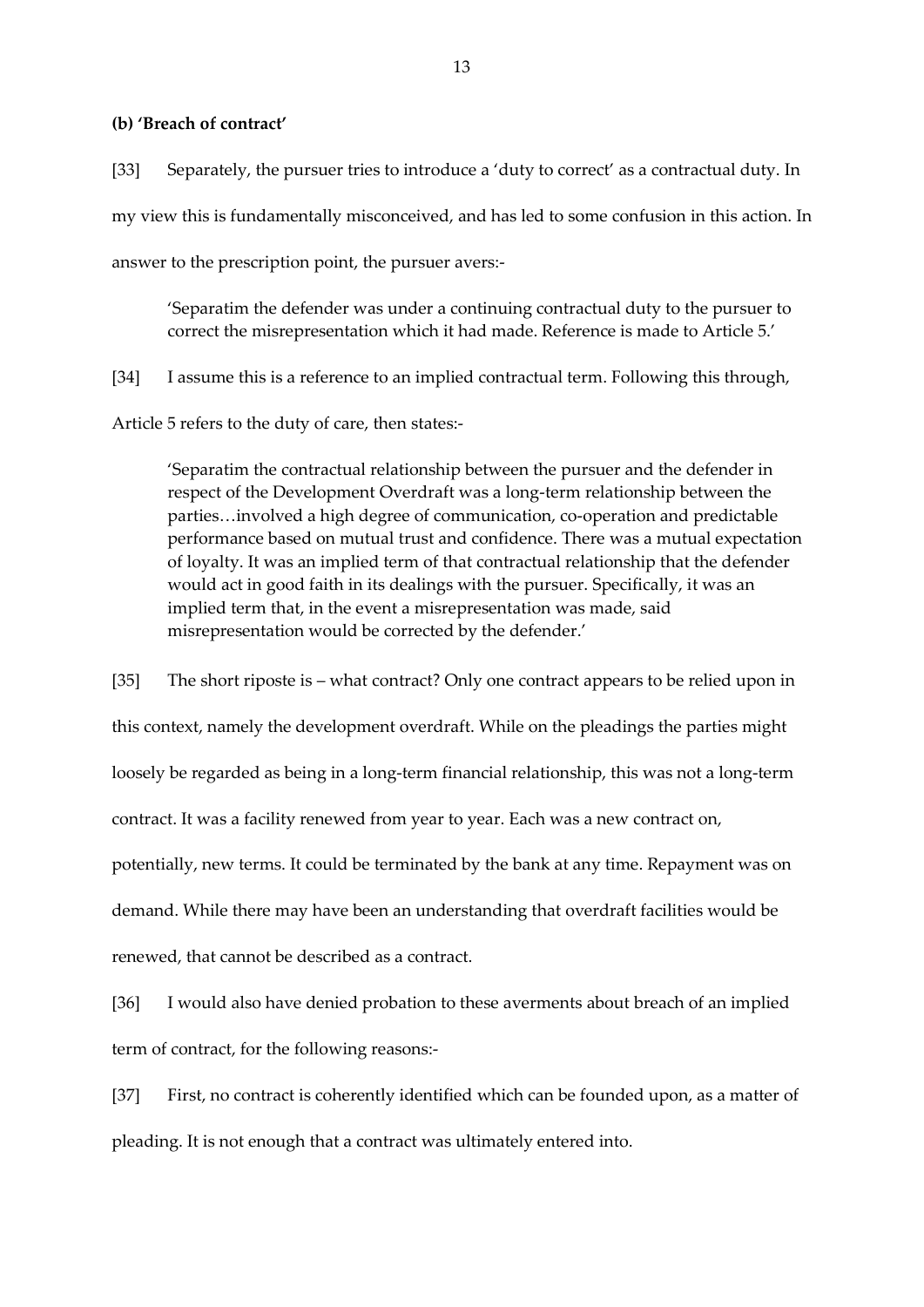**(b) 'Breach of contract'**

[33] Separately, the pursuer tries to introduce a 'duty to correct' as a contractual duty. In my view this is fundamentally misconceived, and has led to some confusion in this action. In answer to the prescription point, the pursuer avers:-

> 'Separatim the defender was under a continuing contractual duty to the pursuer to correct the misrepresentation which it had made. Reference is made to Article 5.'

[34] I assume this is a reference to an implied contractual term. Following this through, Article 5 refers to the duty of care, then states:-

> 'Separatim the contractual relationship between the pursuer and the defender in respect of the Development Overdraft was a long-term relationship between the parties…involved a high degree of communication, co-operation and predictable performance based on mutual trust and confidence. There was a mutual expectation of loyalty. It was an implied term of that contractual relationship that the defender would act in good faith in its dealings with the pursuer. Specifically, it was an implied term that, in the event a misrepresentation was made, said misrepresentation would be corrected by the defender.'

[35] The short riposte is – what contract? Only one contract appears to be relied upon in this context, namely the development overdraft. While on the pleadings the parties might loosely be regarded as being in a long-term financial relationship, this was not a long-term contract. It was a facility renewed from year to year. Each was a new contract on, potentially, new terms. It could be terminated by the bank at any time. Repayment was on demand. While there may have been an understanding that overdraft facilities would be renewed, that cannot be described as a contract.

[36] I would also have denied probation to these averments about breach of an implied term of contract, for the following reasons:-

[37] First, no contract is coherently identified which can be founded upon, as a matter of pleading. It is not enough that a contract was ultimately entered into.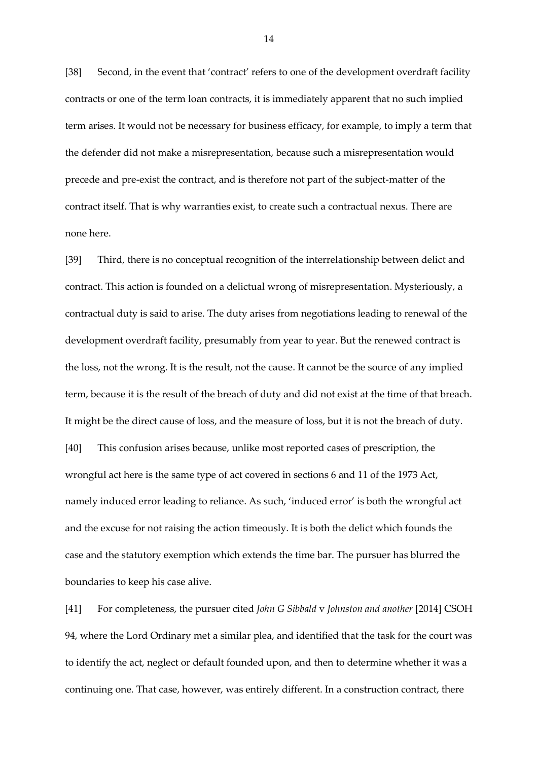[38] Second, in the event that 'contract' refers to one of the development overdraft facility contracts or one of the term loan contracts, it is immediately apparent that no such implied term arises. It would not be necessary for business efficacy, for example, to imply a term that the defender did not make a misrepresentation, because such a misrepresentation would precede and pre-exist the contract, and is therefore not part of the subject-matter of the contract itself. That is why warranties exist, to create such a contractual nexus. There are none here.

[39] Third, there is no conceptual recognition of the interrelationship between delict and contract. This action is founded on a delictual wrong of misrepresentation. Mysteriously, a contractual duty is said to arise. The duty arises from negotiations leading to renewal of the development overdraft facility, presumably from year to year. But the renewed contract is the loss, not the wrong. It is the result, not the cause. It cannot be the source of any implied term, because it is the result of the breach of duty and did not exist at the time of that breach. It might be the direct cause of loss, and the measure of loss, but it is not the breach of duty.

[40] This confusion arises because, unlike most reported cases of prescription, the wrongful act here is the same type of act covered in sections 6 and 11 of the 1973 Act, namely induced error leading to reliance. As such, 'induced error' is both the wrongful act and the excuse for not raising the action timeously. It is both the delict which founds the case and the statutory exemption which extends the time bar. The pursuer has blurred the boundaries to keep his case alive.

[41] For completeness, the pursuer cited *John G Sibbald* v *Johnston and another* [2014] CSOH 94, where the Lord Ordinary met a similar plea, and identified that the task for the court was to identify the act, neglect or default founded upon, and then to determine whether it was a continuing one. That case, however, was entirely different. In a construction contract, there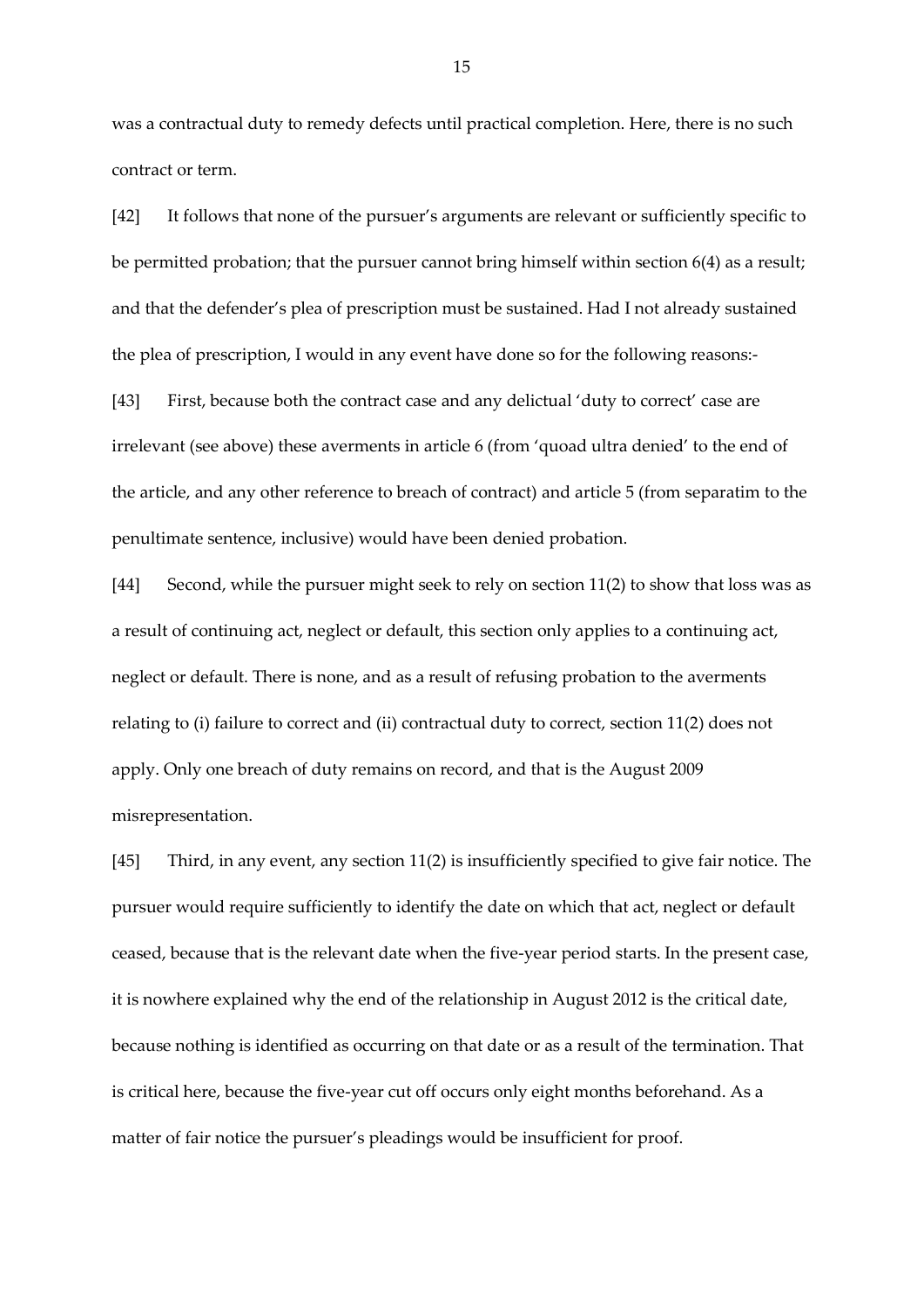was a contractual duty to remedy defects until practical completion. Here, there is no such contract or term.

[42] It follows that none of the pursuer's arguments are relevant or sufficiently specific to be permitted probation; that the pursuer cannot bring himself within section 6(4) as a result; and that the defender's plea of prescription must be sustained. Had I not already sustained the plea of prescription, I would in any event have done so for the following reasons:-

[43] First, because both the contract case and any delictual 'duty to correct' case are irrelevant (see above) these averments in article 6 (from 'quoad ultra denied' to the end of the article, and any other reference to breach of contract) and article 5 (from separatim to the penultimate sentence, inclusive) would have been denied probation.

[44] Second, while the pursuer might seek to rely on section 11(2) to show that loss was as a result of continuing act, neglect or default, this section only applies to a continuing act, neglect or default. There is none, and as a result of refusing probation to the averments relating to (i) failure to correct and (ii) contractual duty to correct, section 11(2) does not apply. Only one breach of duty remains on record, and that is the August 2009 misrepresentation.

[45] Third, in any event, any section 11(2) is insufficiently specified to give fair notice. The pursuer would require sufficiently to identify the date on which that act, neglect or default ceased, because that is the relevant date when the five-year period starts. In the present case, it is nowhere explained why the end of the relationship in August 2012 is the critical date, because nothing is identified as occurring on that date or as a result of the termination. That is critical here, because the five-year cut off occurs only eight months beforehand. As a matter of fair notice the pursuer's pleadings would be insufficient for proof.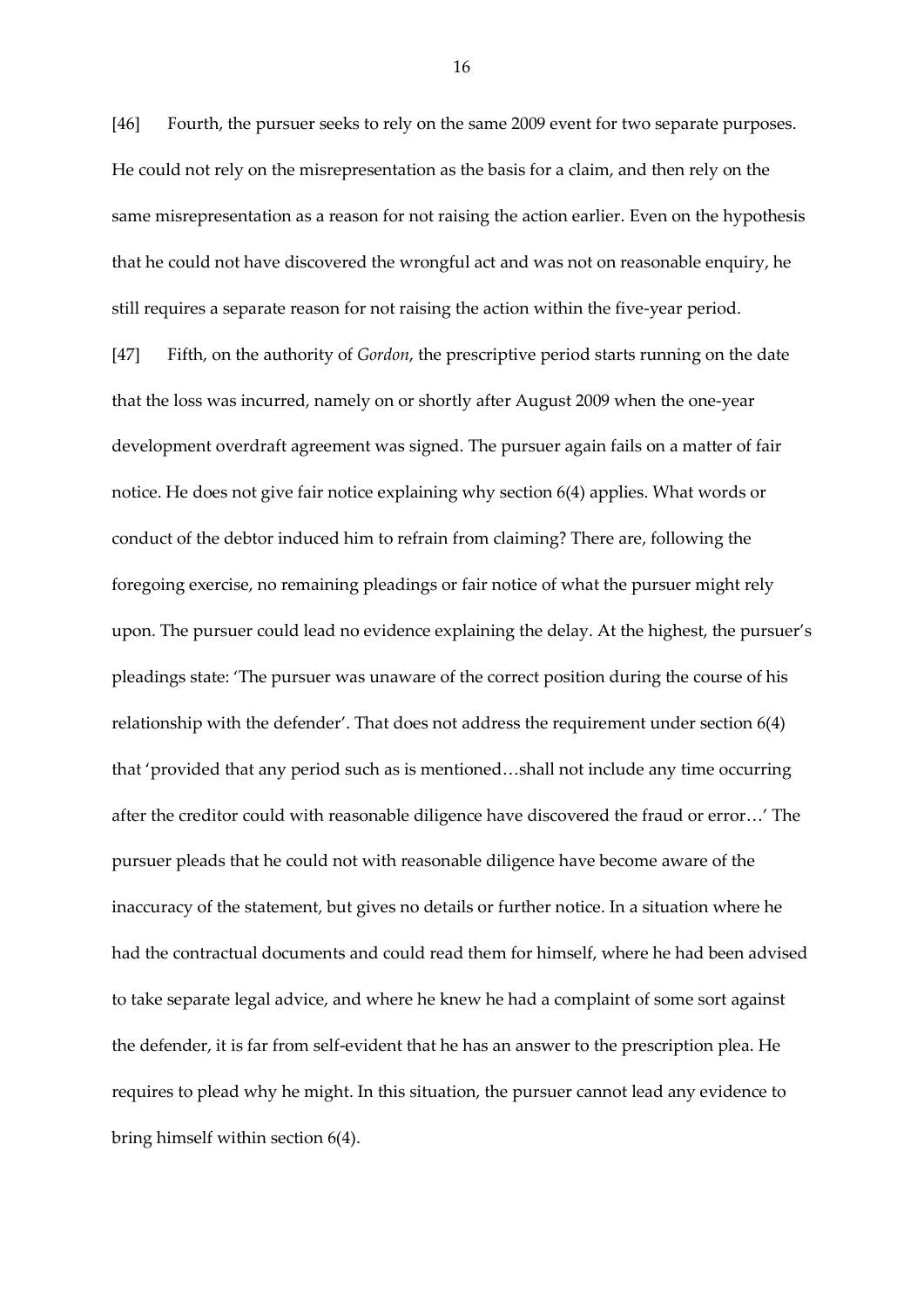[46] Fourth, the pursuer seeks to rely on the same 2009 event for two separate purposes. He could not rely on the misrepresentation as the basis for a claim, and then rely on the same misrepresentation as a reason for not raising the action earlier. Even on the hypothesis that he could not have discovered the wrongful act and was not on reasonable enquiry, he still requires a separate reason for not raising the action within the five-year period.

[47] Fifth, on the authority of *Gordon*, the prescriptive period starts running on the date that the loss was incurred, namely on or shortly after August 2009 when the one-year development overdraft agreement was signed. The pursuer again fails on a matter of fair notice. He does not give fair notice explaining why section 6(4) applies. What words or conduct of the debtor induced him to refrain from claiming? There are, following the foregoing exercise, no remaining pleadings or fair notice of what the pursuer might rely upon. The pursuer could lead no evidence explaining the delay. At the highest, the pursuer's pleadings state: 'The pursuer was unaware of the correct position during the course of his relationship with the defender'. That does not address the requirement under section 6(4) that 'provided that any period such as is mentioned…shall not include any time occurring after the creditor could with reasonable diligence have discovered the fraud or error…' The pursuer pleads that he could not with reasonable diligence have become aware of the inaccuracy of the statement, but gives no details or further notice. In a situation where he had the contractual documents and could read them for himself, where he had been advised to take separate legal advice, and where he knew he had a complaint of some sort against the defender, it is far from self-evident that he has an answer to the prescription plea. He requires to plead why he might. In this situation, the pursuer cannot lead any evidence to bring himself within section 6(4).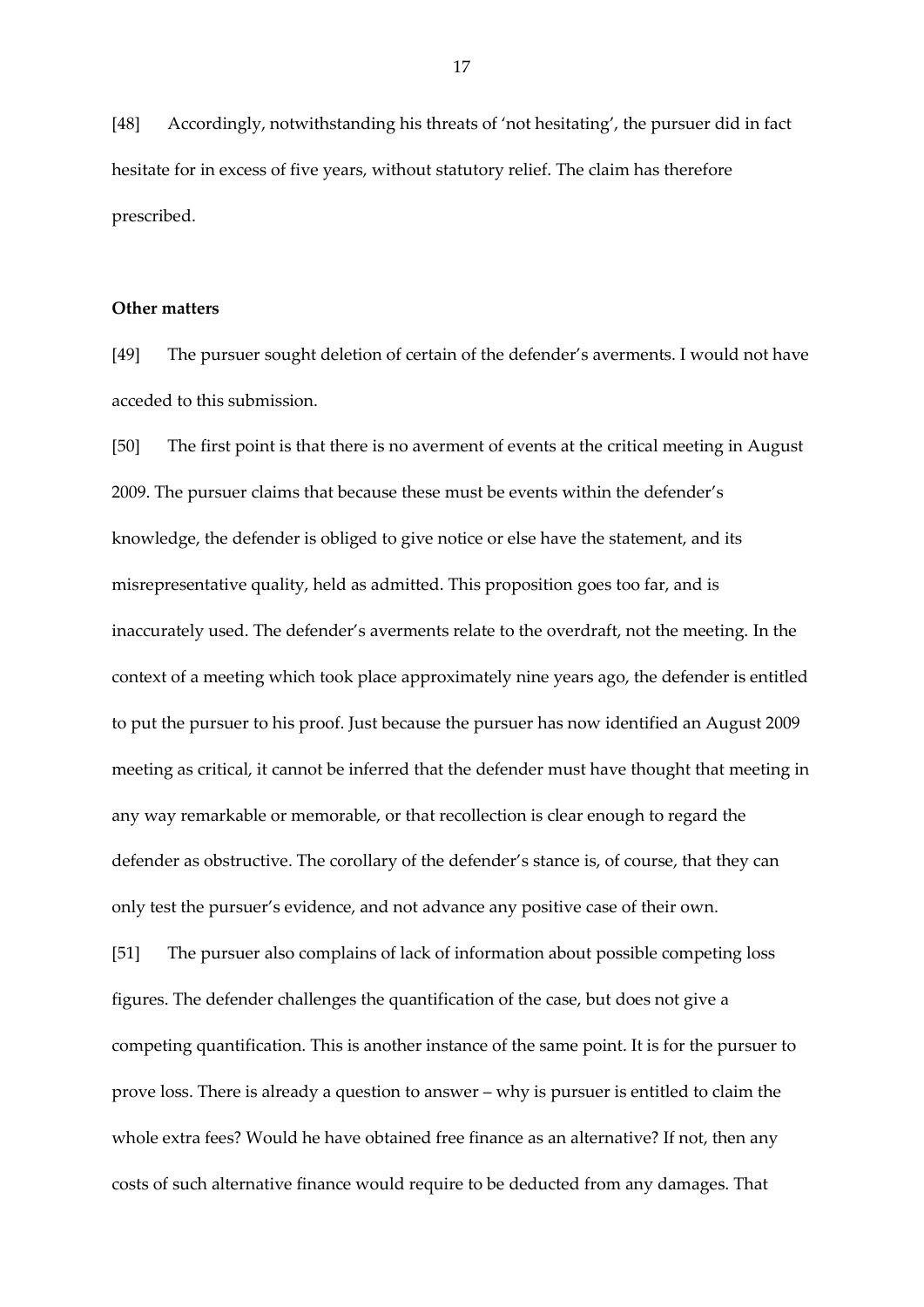[48] Accordingly, notwithstanding his threats of 'not hesitating', the pursuer did in fact hesitate for in excess of five years, without statutory relief. The claim has therefore prescribed.

**Other matters**

[49] The pursuer sought deletion of certain of the defender's averments. I would not have acceded to this submission.

[50] The first point is that there is no averment of events at the critical meeting in August 2009. The pursuer claims that because these must be events within the defender's knowledge, the defender is obliged to give notice or else have the statement, and its misrepresentative quality, held as admitted. This proposition goes too far, and is inaccurately used. The defender's averments relate to the overdraft, not the meeting. In the context of a meeting which took place approximately nine years ago, the defender is entitled to put the pursuer to his proof. Just because the pursuer has now identified an August 2009 meeting as critical, it cannot be inferred that the defender must have thought that meeting in any way remarkable or memorable, or that recollection is clear enough to regard the defender as obstructive. The corollary of the defender's stance is, of course, that they can only test the pursuer's evidence, and not advance any positive case of their own.

[51] The pursuer also complains of lack of information about possible competing loss figures. The defender challenges the quantification of the case, but does not give a competing quantification. This is another instance of the same point. It is for the pursuer to prove loss. There is already a question to answer – why is pursuer is entitled to claim the whole extra fees? Would he have obtained free finance as an alternative? If not, then any costs of such alternative finance would require to be deducted from any damages. That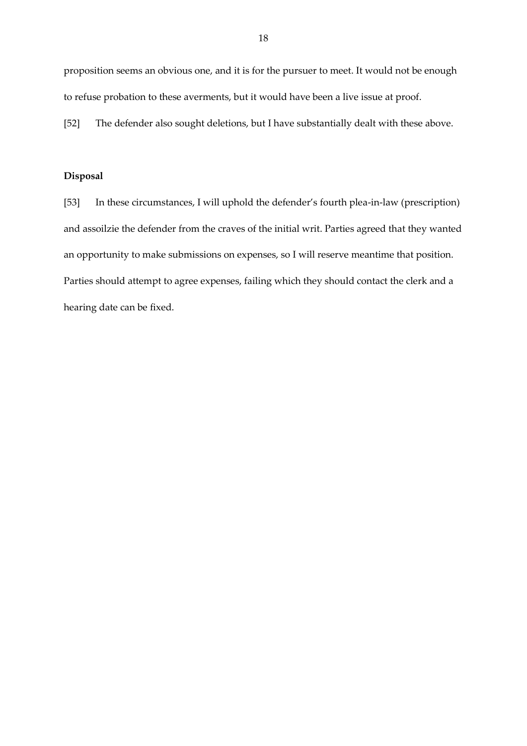proposition seems an obvious one, and it is for the pursuer to meet. It would not be enough to refuse probation to these averments, but it would have been a live issue at proof.

[52] The defender also sought deletions, but I have substantially dealt with these above.

**Disposal**

[53] In these circumstances, I will uphold the defender's fourth plea-in-law (prescription) and assoilzie the defender from the craves of the initial writ. Parties agreed that they wanted an opportunity to make submissions on expenses, so I will reserve meantime that position. Parties should attempt to agree expenses, failing which they should contact the clerk and a hearing date can be fixed.